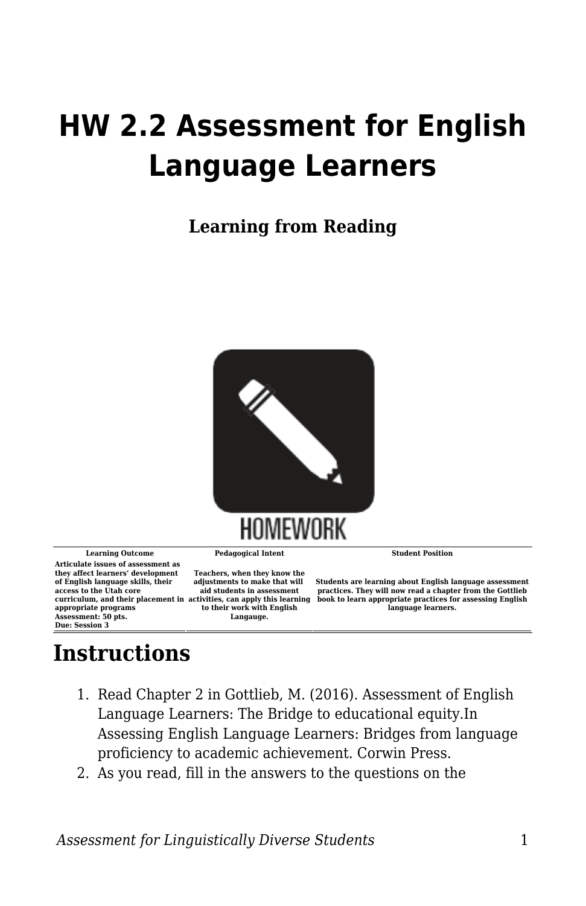# HW 2.2 Assessment for English Language Learners

**Learning from Reading**

| Learning Outcome | Pedagogical Intent | Student Position |
| --- | --- | --- |
| Articulate issues of assessment as they affect learners' development of English language skills, their access to the Utah core curriculum, and their placement in appropriate programs<br>Assessment: 50 pts.<br>Due: Session 3 | Teachers, when they know the adjustments to make that will aid students in assessment activities, can apply this learning to their work with English Langauge. | Students are learning about English language assessment practices. They will now read a chapter from the Gottlieb book to learn appropriate practices for assessing English language learners. |

## Instructions

1. Read Chapter 2 in Gottlieb, M. (2016). Assessment of English Language Learners: The Bridge to educational equity.In Assessing English Language Learners: Bridges from language proficiency to academic achievement. Corwin Press.
2. As you read, fill in the answers to the questions on the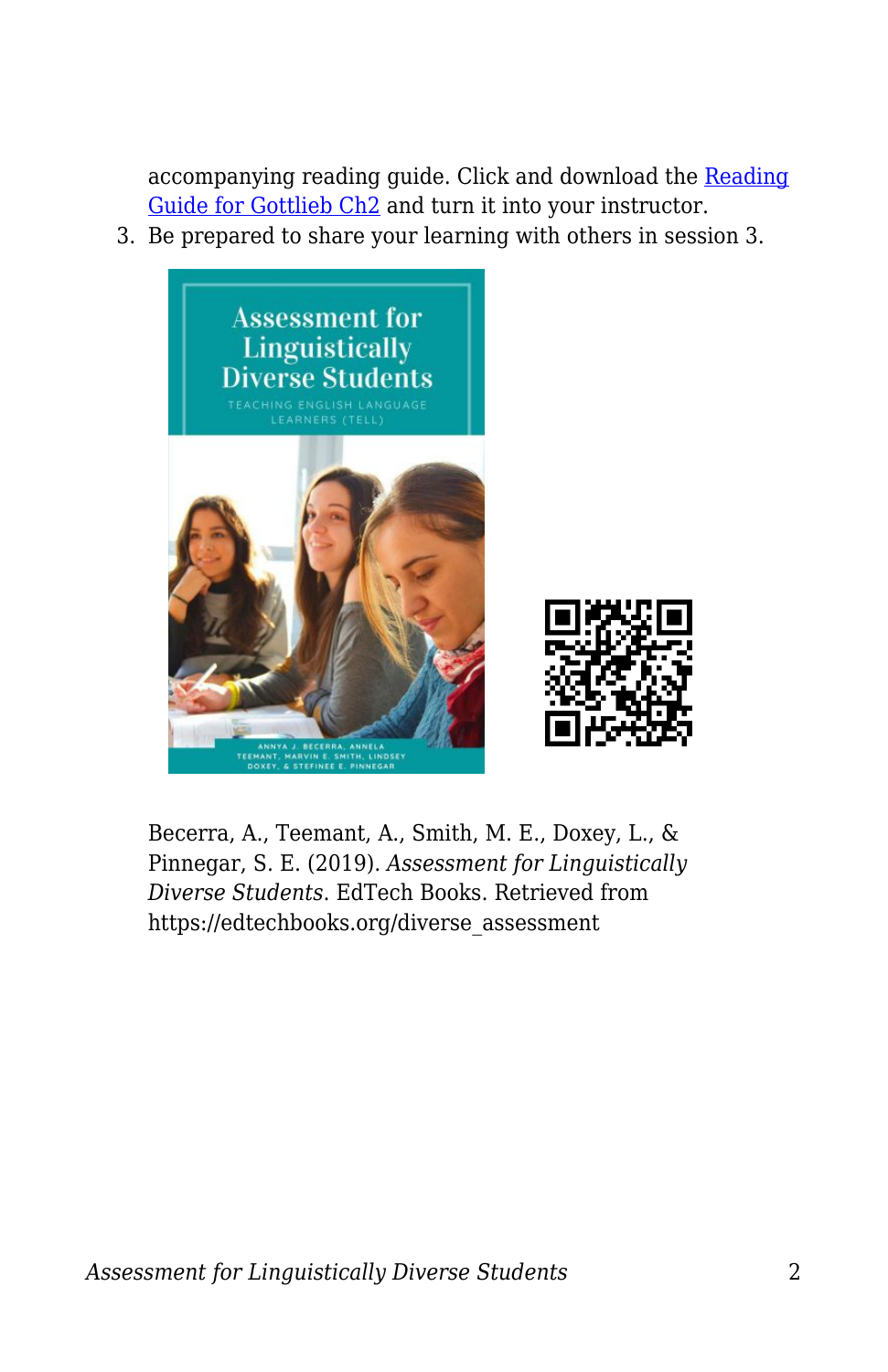accompanying reading guide. Click and download the Reading Guide for Gottlieb Ch2 and turn it into your instructor.

3. Be prepared to share your learning with others in session 3.

Becerra, A., Teemant, A., Smith, M. E., Doxey, L., & Pinnegar, S. E. (2019). *Assessment for Linguistically Diverse Students*. EdTech Books. Retrieved from https://edtechbooks.org/diverse_assessment